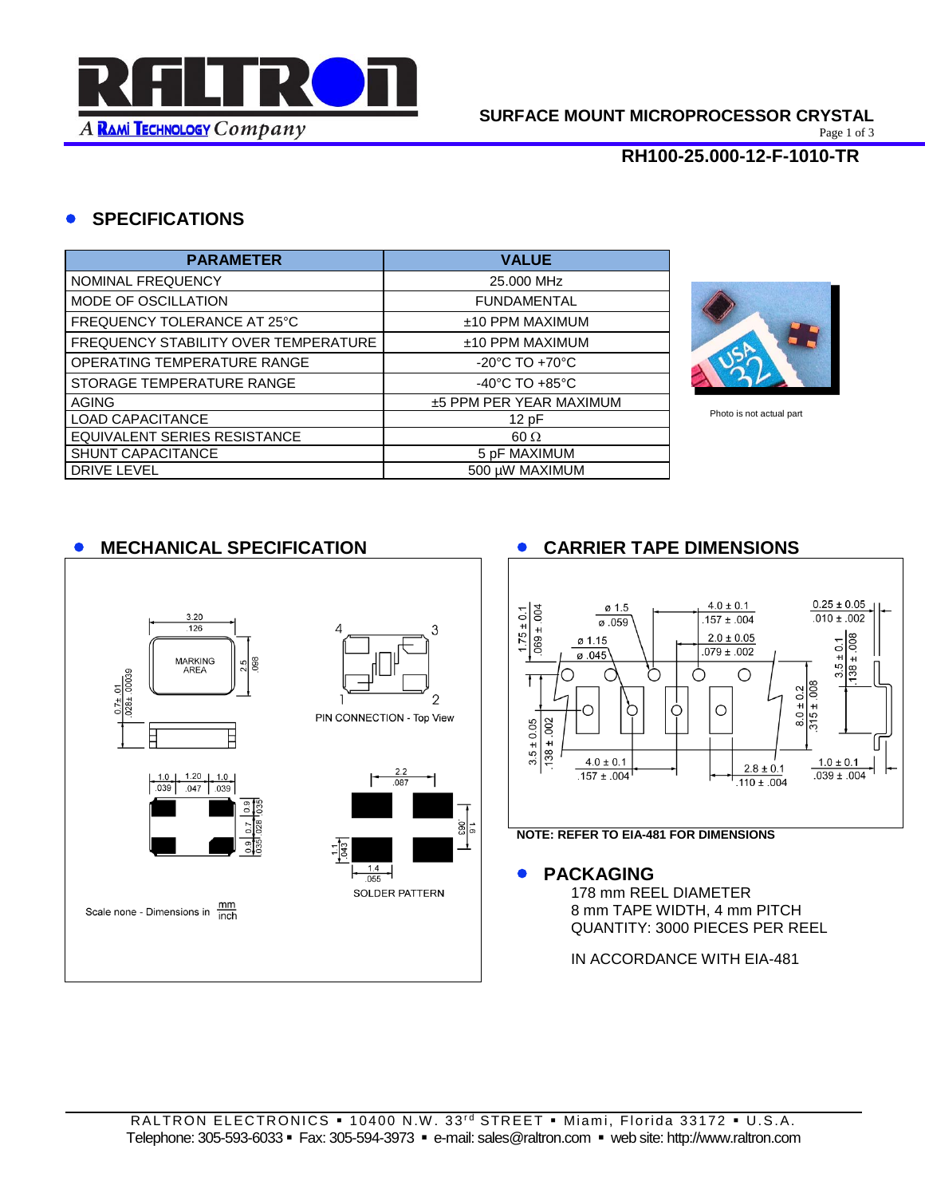**SURFACE MOUNT MICROPROCESSOR CRYSTAL**

**RH100-25.000-12-F-1010-TR**

## SPECIFICATIONS

| PARAMETER | VALUE |
|---|---|
| NOMINAL FREQUENCY | 25.000 MHz |
| MODE OF OSCILLATION | FUNDAMENTAL |
| FREQUENCY TOLERANCE AT 25°C | ±10 PPM MAXIMUM |
| FREQUENCY STABILITY OVER TEMPERATURE | ±10 PPM MAXIMUM |
| OPERATING TEMPERATURE RANGE | -20°C TO +70°C |
| STORAGE TEMPERATURE RANGE | -40°C TO +85°C |
| AGING | ±5 PPM PER YEAR MAXIMUM |
| LOAD CAPACITANCE | 12 pF |
| EQUIVALENT SERIES RESISTANCE | 60 Ω |
| SHUNT CAPACITANCE | 5 pF MAXIMUM |
| DRIVE LEVEL | 500 µW MAXIMUM |

Photo is not actual part

## MECHANICAL SPECIFICATION

3.20 / .126; 2.5 / .098; MARKING AREA; 0.7± .01 / .028± .00039

1.0 / .039; 1.20 / .047; 1.0 / .039; 0.9 / .035; 0.7 / .028; 0.9 / .035

PIN CONNECTION - Top View (pins 1, 2, 3, 4)

SOLDER PATTERN: 2.2 / .087; 1.6 / .063; 1.1 / .043; 1.4 / .055

Scale none - Dimensions in mm/inch

## CARRIER TAPE DIMENSIONS

ø 1.5 / ø .059; ø 1.15 / ø .045; 4.0 ± 0.1 / .157 ± .004; 2.0 ± 0.05 / .079 ± .002; 0.25 ± 0.05 / .010 ± .002; 1.75 ± 0.1 / .069 ± .004; 3.5 ± 0.1 / .138 ± .008; 8.0 ± 0.2 / .315 ± .008; 3.5 ± 0.05 / .138 ± .002; 4.0 ± 0.1 / .157 ± .004; 2.8 ± 0.1 / .110 ± .004; 1.0 ± 0.1 / .039 ± .004

**NOTE: REFER TO EIA-481 FOR DIMENSIONS**

## PACKAGING

178 mm REEL DIAMETER
8 mm TAPE WIDTH, 4 mm PITCH
QUANTITY: 3000 PIECES PER REEL

IN ACCORDANCE WITH EIA-481

RALTRON ELECTRONICS ▪ 10400 N.W. 33rd STREET ▪ Miami, Florida 33172 ▪ U.S.A.
Telephone: 305-593-6033 ▪ Fax: 305-594-3973 ▪ e-mail: sales@raltron.com ▪ web site: http://www.raltron.com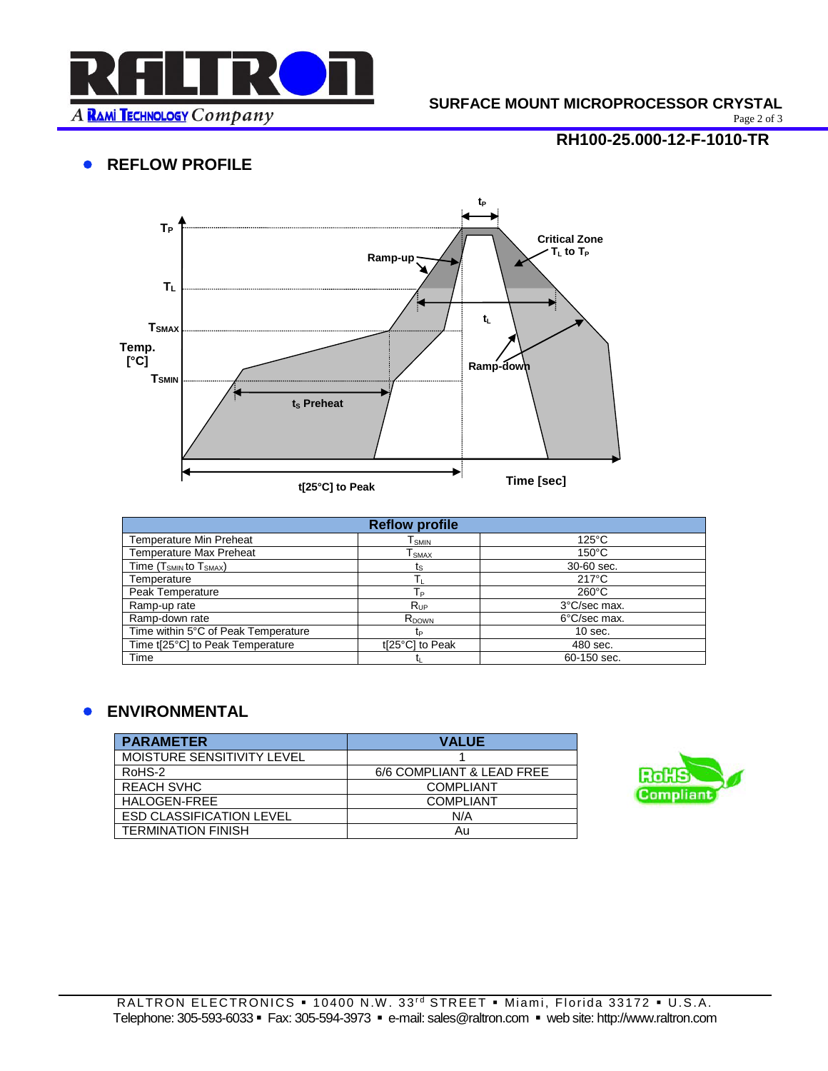## REFLOW PROFILE

| Reflow profile | | |
|---|---|---|
| Temperature Min Preheat | $T_{SMIN}$ | 125°C |
| Temperature Max Preheat | $T_{SMAX}$ | 150°C |
| Time ($T_{SMIN}$ to $T_{SMAX}$) | $t_S$ | 30-60 sec. |
| Temperature | $T_L$ | 217°C |
| Peak Temperature | $T_P$ | 260°C |
| Ramp-up rate | $R_{UP}$ | 3°C/sec max. |
| Ramp-down rate | $R_{DOWN}$ | 6°C/sec max. |
| Time within 5°C of Peak Temperature | $t_P$ | 10 sec. |
| Time t[25°C] to Peak Temperature | t[25°C] to Peak | 480 sec. |
| Time | $t_L$ | 60-150 sec. |

## ENVIRONMENTAL

| PARAMETER | VALUE |
|---|---|
| MOISTURE SENSITIVITY LEVEL | 1 |
| RoHS-2 | 6/6 COMPLIANT & LEAD FREE |
| REACH SVHC | COMPLIANT |
| HALOGEN-FREE | COMPLIANT |
| ESD CLASSIFICATION LEVEL | N/A |
| TERMINATION FINISH | Au |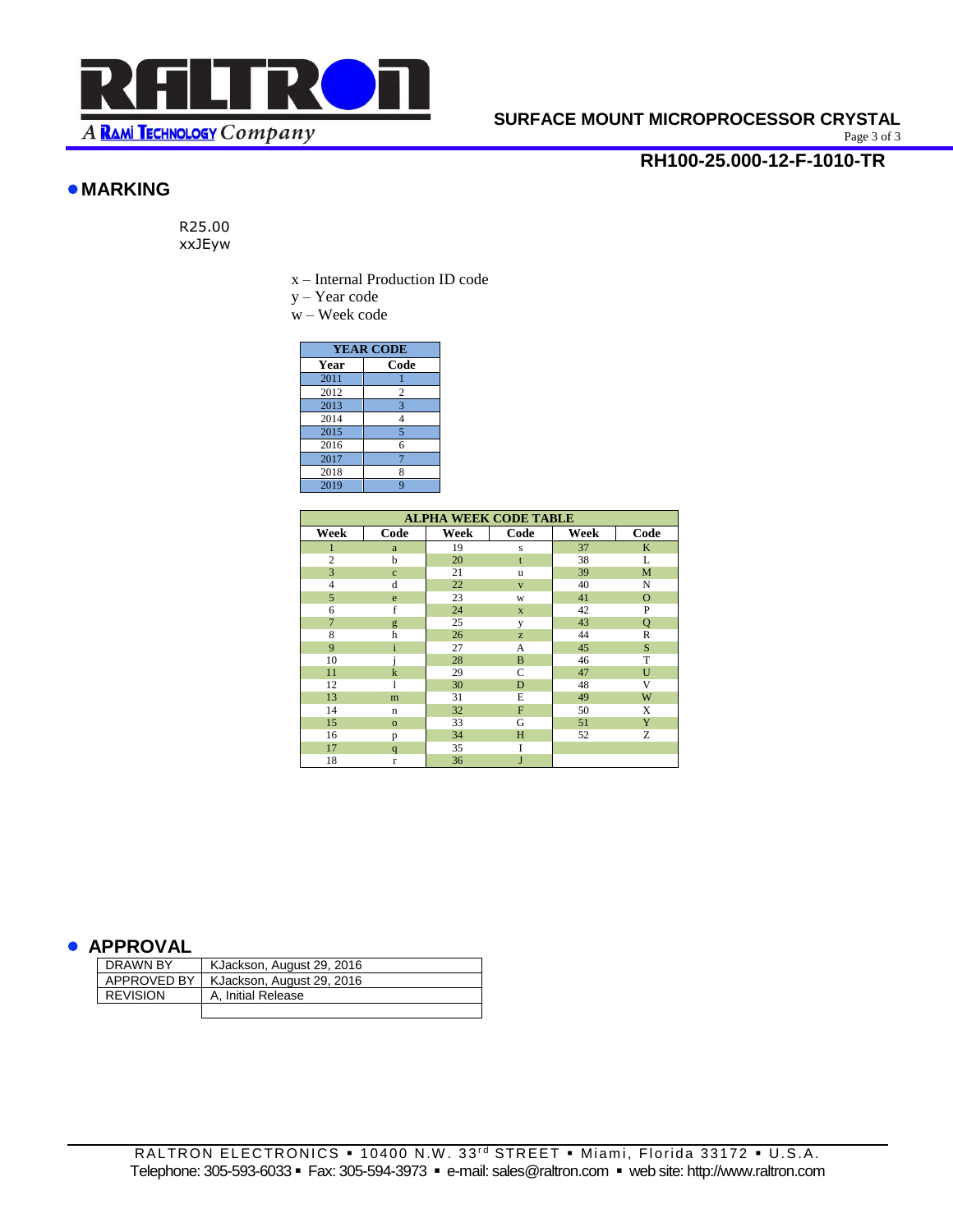## MARKING

R25.00
xxJEyw

x – Internal Production ID code
y – Year code
w – Week code

| YEAR CODE | |
|---|---|
| **Year** | **Code** |
| 2011 | 1 |
| 2012 | 2 |
| 2013 | 3 |
| 2014 | 4 |
| 2015 | 5 |
| 2016 | 6 |
| 2017 | 7 |
| 2018 | 8 |
| 2019 | 9 |

| ALPHA WEEK CODE TABLE | | | | | |
|---|---|---|---|---|---|
| **Week** | **Code** | **Week** | **Code** | **Week** | **Code** |
| 1 | a | 19 | s | 37 | K |
| 2 | b | 20 | t | 38 | L |
| 3 | c | 21 | u | 39 | M |
| 4 | d | 22 | v | 40 | N |
| 5 | e | 23 | w | 41 | O |
| 6 | f | 24 | x | 42 | P |
| 7 | g | 25 | y | 43 | Q |
| 8 | h | 26 | z | 44 | R |
| 9 | i | 27 | A | 45 | S |
| 10 | j | 28 | B | 46 | T |
| 11 | k | 29 | C | 47 | U |
| 12 | l | 30 | D | 48 | V |
| 13 | m | 31 | E | 49 | W |
| 14 | n | 32 | F | 50 | X |
| 15 | o | 33 | G | 51 | Y |
| 16 | p | 34 | H | 52 | Z |
| 17 | q | 35 | I | | |
| 18 | r | 36 | J | | |

## APPROVAL

| | |
|---|---|
| DRAWN BY | KJackson, August 29, 2016 |
| APPROVED BY | KJackson, August 29, 2016 |
| REVISION | A, Initial Release |
| | |